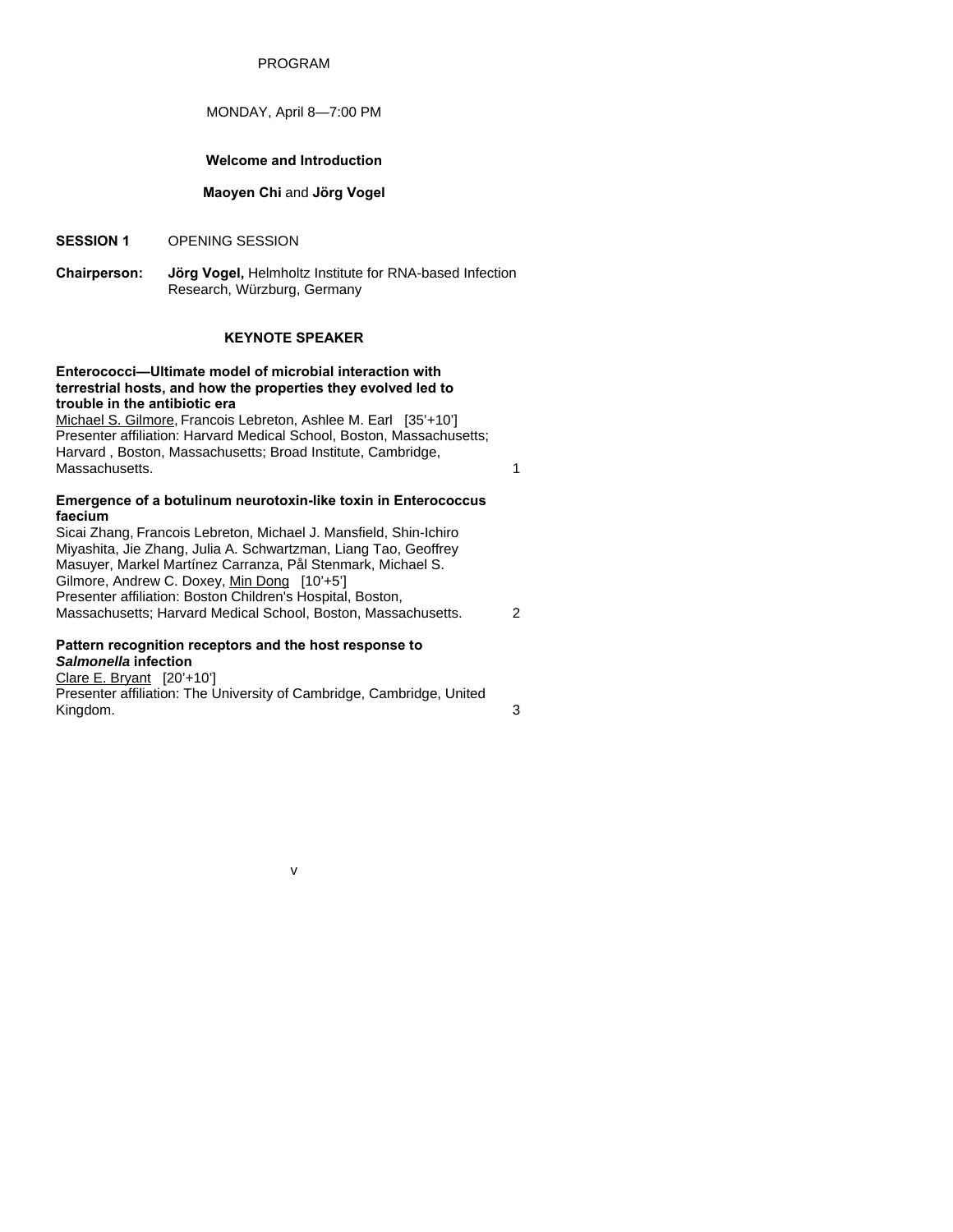# PROGRAM

MONDAY, April 8—7:00 PM

**Welcome and Introduction**

**Maoyen Chi** and **Jörg Vogel**

**SESSION 1** OPENING SESSION

**Chairperson:** **Jörg Vogel,** Helmholtz Institute for RNA-based Infection Research, Würzburg, Germany

## KEYNOTE SPEAKER

**Enterococci—Ultimate model of microbial interaction with terrestrial hosts, and how the properties they evolved led to trouble in the antibiotic era**
Michael S. Gilmore, Francois Lebreton, Ashlee M. Earl [35'+10']
Presenter affiliation: Harvard Medical School, Boston, Massachusetts; Harvard , Boston, Massachusetts; Broad Institute, Cambridge, Massachusetts. 1

**Emergence of a botulinum neurotoxin-like toxin in Enterococcus faecium**
Sicai Zhang, Francois Lebreton, Michael J. Mansfield, Shin-Ichiro Miyashita, Jie Zhang, Julia A. Schwartzman, Liang Tao, Geoffrey Masuyer, Markel Martínez Carranza, Pål Stenmark, Michael S. Gilmore, Andrew C. Doxey, Min Dong [10'+5']
Presenter affiliation: Boston Children's Hospital, Boston, Massachusetts; Harvard Medical School, Boston, Massachusetts. 2

**Pattern recognition receptors and the host response to *Salmonella* infection**
Clare E. Bryant [20'+10']
Presenter affiliation: The University of Cambridge, Cambridge, United Kingdom. 3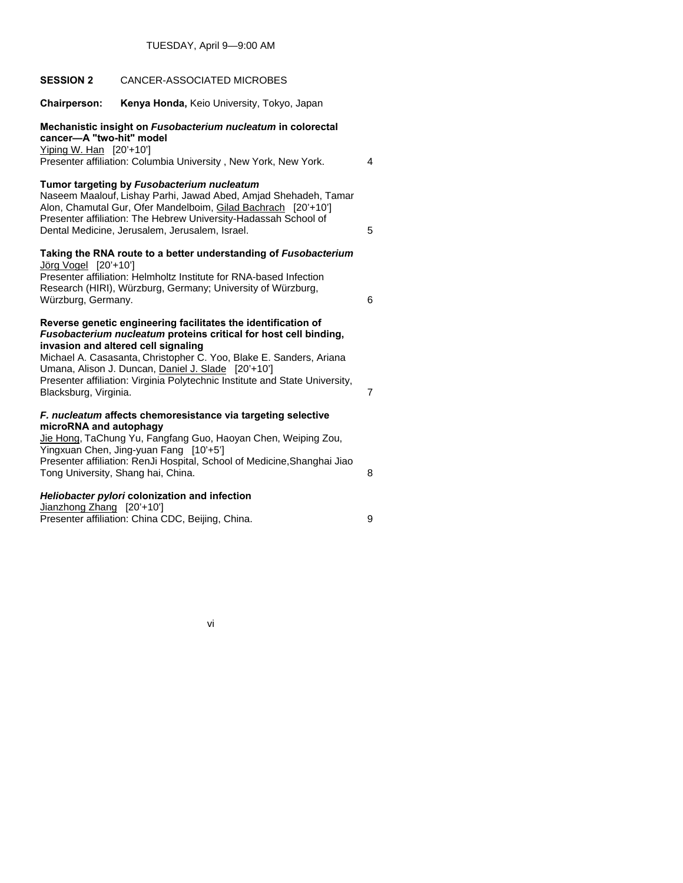TUESDAY, April 9—9:00 AM

**SESSION 2** CANCER-ASSOCIATED MICROBES

**Chairperson:** **Kenya Honda,** Keio University, Tokyo, Japan

**Mechanistic insight on *Fusobacterium nucleatum* in colorectal cancer—A "two-hit" model**
Yiping W. Han [20'+10']
Presenter affiliation: Columbia University , New York, New York. 4

**Tumor targeting by *Fusobacterium nucleatum***
Naseem Maalouf, Lishay Parhi, Jawad Abed, Amjad Shehadeh, Tamar Alon, Chamutal Gur, Ofer Mandelboim, Gilad Bachrach [20'+10']
Presenter affiliation: The Hebrew University-Hadassah School of Dental Medicine, Jerusalem, Jerusalem, Israel. 5

**Taking the RNA route to a better understanding of *Fusobacterium***
Jörg Vogel [20'+10']
Presenter affiliation: Helmholtz Institute for RNA-based Infection Research (HIRI), Würzburg, Germany; University of Würzburg, Würzburg, Germany. 6

**Reverse genetic engineering facilitates the identification of *Fusobacterium nucleatum* proteins critical for host cell binding, invasion and altered cell signaling**
Michael A. Casasanta, Christopher C. Yoo, Blake E. Sanders, Ariana Umana, Alison J. Duncan, Daniel J. Slade [20'+10']
Presenter affiliation: Virginia Polytechnic Institute and State University, Blacksburg, Virginia. 7

***F. nucleatum* affects chemoresistance via targeting selective microRNA and autophagy**
Jie Hong, TaChung Yu, Fangfang Guo, Haoyan Chen, Weiping Zou, Yingxuan Chen, Jing-yuan Fang [10'+5']
Presenter affiliation: RenJi Hospital, School of Medicine,Shanghai Jiao Tong University, Shang hai, China. 8

***Heliobacter pylori* colonization and infection**
Jianzhong Zhang [20'+10']
Presenter affiliation: China CDC, Beijing, China. 9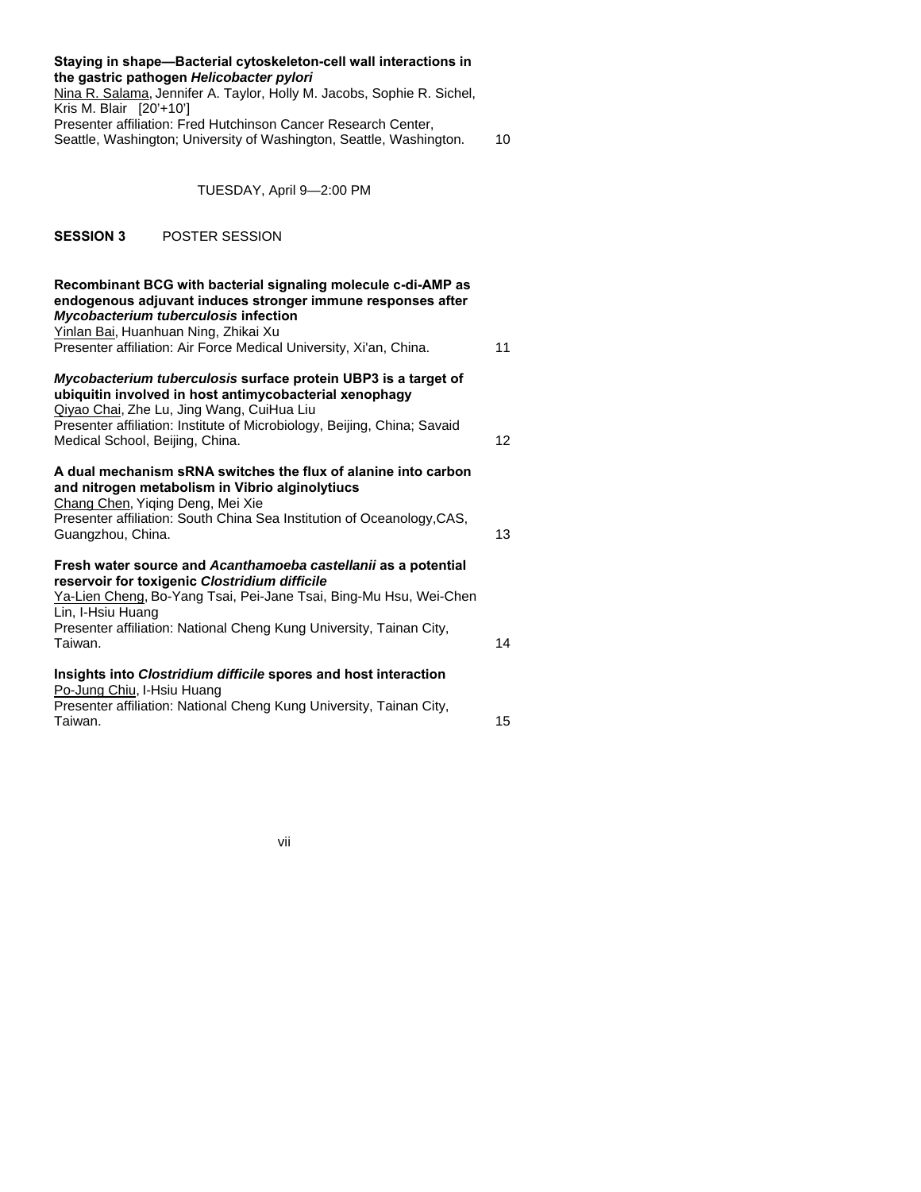**Staying in shape—Bacterial cytoskeleton-cell wall interactions in the gastric pathogen *Helicobacter pylori***
Nina R. Salama, Jennifer A. Taylor, Holly M. Jacobs, Sophie R. Sichel, Kris M. Blair [20'+10']
Presenter affiliation: Fred Hutchinson Cancer Research Center, Seattle, Washington; University of Washington, Seattle, Washington. 10

TUESDAY, April 9—2:00 PM

**SESSION 3** POSTER SESSION

**Recombinant BCG with bacterial signaling molecule c-di-AMP as endogenous adjuvant induces stronger immune responses after *Mycobacterium tuberculosis* infection**
Yinlan Bai, Huanhuan Ning, Zhikai Xu
Presenter affiliation: Air Force Medical University, Xi'an, China. 11

***Mycobacterium tuberculosis* surface protein UBP3 is a target of ubiquitin involved in host antimycobacterial xenophagy**
Qiyao Chai, Zhe Lu, Jing Wang, CuiHua Liu
Presenter affiliation: Institute of Microbiology, Beijing, China; Savaid Medical School, Beijing, China. 12

**A dual mechanism sRNA switches the flux of alanine into carbon and nitrogen metabolism in Vibrio alginolytiucs**
Chang Chen, Yiqing Deng, Mei Xie
Presenter affiliation: South China Sea Institution of Oceanology,CAS, Guangzhou, China. 13

**Fresh water source and *Acanthamoeba castellanii* as a potential reservoir for toxigenic *Clostridium difficile***
Ya-Lien Cheng, Bo-Yang Tsai, Pei-Jane Tsai, Bing-Mu Hsu, Wei-Chen Lin, I-Hsiu Huang
Presenter affiliation: National Cheng Kung University, Tainan City, Taiwan. 14

**Insights into *Clostridium difficile* spores and host interaction**
Po-Jung Chiu, I-Hsiu Huang
Presenter affiliation: National Cheng Kung University, Tainan City, Taiwan. 15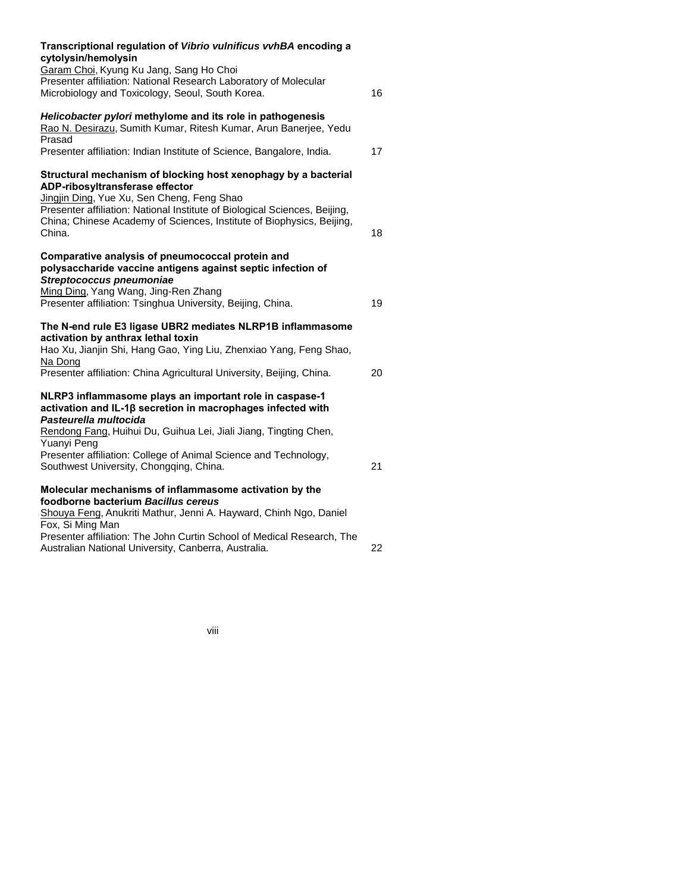**Transcriptional regulation of *Vibrio vulnificus vvhBA* encoding a cytolysin/hemolysin**
<u>Garam Choi</u>, Kyung Ku Jang, Sang Ho Choi
Presenter affiliation: National Research Laboratory of Molecular Microbiology and Toxicology, Seoul, South Korea. 16

***Helicobacter pylori* methylome and its role in pathogenesis**
<u>Rao N. Desirazu</u>, Sumith Kumar, Ritesh Kumar, Arun Banerjee, Yedu Prasad
Presenter affiliation: Indian Institute of Science, Bangalore, India. 17

**Structural mechanism of blocking host xenophagy by a bacterial ADP-ribosyltransferase effector**
<u>Jingjin Ding</u>, Yue Xu, Sen Cheng, Feng Shao
Presenter affiliation: National Institute of Biological Sciences, Beijing, China; Chinese Academy of Sciences, Institute of Biophysics, Beijing, China. 18

**Comparative analysis of pneumococcal protein and polysaccharide vaccine antigens against septic infection of *Streptococcus pneumoniae***
<u>Ming Ding</u>, Yang Wang, Jing-Ren Zhang
Presenter affiliation: Tsinghua University, Beijing, China. 19

**The N-end rule E3 ligase UBR2 mediates NLRP1B inflammasome activation by anthrax lethal toxin**
Hao Xu, Jianjin Shi, Hang Gao, Ying Liu, Zhenxiao Yang, Feng Shao, <u>Na Dong</u>
Presenter affiliation: China Agricultural University, Beijing, China. 20

**NLRP3 inflammasome plays an important role in caspase-1 activation and IL-1β secretion in macrophages infected with *Pasteurella multocida***
<u>Rendong Fang</u>, Huihui Du, Guihua Lei, Jiali Jiang, Tingting Chen, Yuanyi Peng
Presenter affiliation: College of Animal Science and Technology, Southwest University, Chongqing, China. 21

**Molecular mechanisms of inflammasome activation by the foodborne bacterium *Bacillus cereus***
<u>Shouya Feng</u>, Anukriti Mathur, Jenni A. Hayward, Chinh Ngo, Daniel Fox, Si Ming Man
Presenter affiliation: The John Curtin School of Medical Research, The Australian National University, Canberra, Australia. 22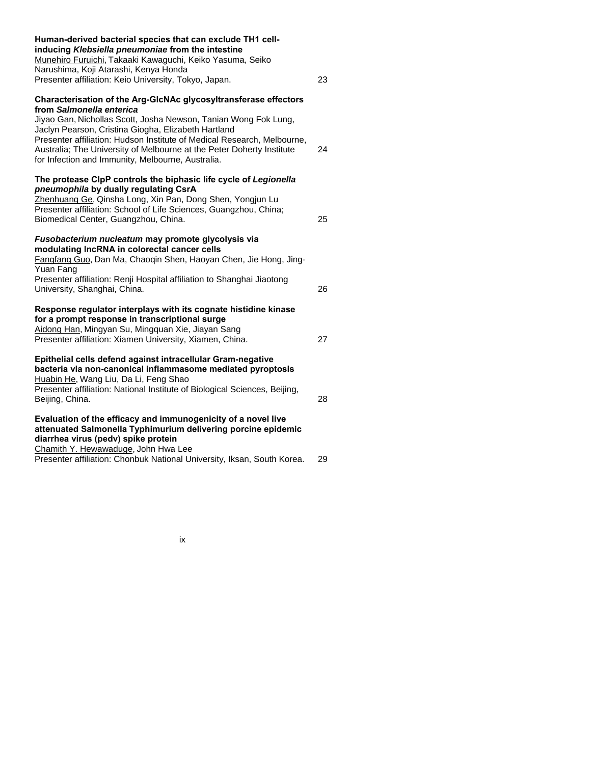**Human-derived bacterial species that can exclude TH1 cell-inducing *Klebsiella pneumoniae* from the intestine**
Munehiro Furuichi, Takaaki Kawaguchi, Keiko Yasuma, Seiko Narushima, Koji Atarashi, Kenya Honda
Presenter affiliation: Keio University, Tokyo, Japan. 23

**Characterisation of the Arg-GlcNAc glycosyltransferase effectors from *Salmonella enterica***
Jiyao Gan, Nichollas Scott, Josha Newson, Tanian Wong Fok Lung, Jaclyn Pearson, Cristina Giogha, Elizabeth Hartland
Presenter affiliation: Hudson Institute of Medical Research, Melbourne, Australia; The University of Melbourne at the Peter Doherty Institute for Infection and Immunity, Melbourne, Australia. 24

**The protease ClpP controls the biphasic life cycle of *Legionella pneumophila* by dually regulating CsrA**
Zhenhuang Ge, Qinsha Long, Xin Pan, Dong Shen, Yongjun Lu
Presenter affiliation: School of Life Sciences, Guangzhou, China; Biomedical Center, Guangzhou, China. 25

***Fusobacterium nucleatum* may promote glycolysis via modulating lncRNA in colorectal cancer cells**
Fangfang Guo, Dan Ma, Chaoqin Shen, Haoyan Chen, Jie Hong, Jing-Yuan Fang
Presenter affiliation: Renji Hospital affiliation to Shanghai Jiaotong University, Shanghai, China. 26

**Response regulator interplays with its cognate histidine kinase for a prompt response in transcriptional surge**
Aidong Han, Mingyan Su, Mingquan Xie, Jiayan Sang
Presenter affiliation: Xiamen University, Xiamen, China. 27

**Epithelial cells defend against intracellular Gram-negative bacteria via non-canonical inflammasome mediated pyroptosis**
Huabin He, Wang Liu, Da Li, Feng Shao
Presenter affiliation: National Institute of Biological Sciences, Beijing, Beijing, China. 28

**Evaluation of the efficacy and immunogenicity of a novel live attenuated Salmonella Typhimurium delivering porcine epidemic diarrhea virus (pedv) spike protein**
Chamith Y. Hewawaduge, John Hwa Lee
Presenter affiliation: Chonbuk National University, Iksan, South Korea. 29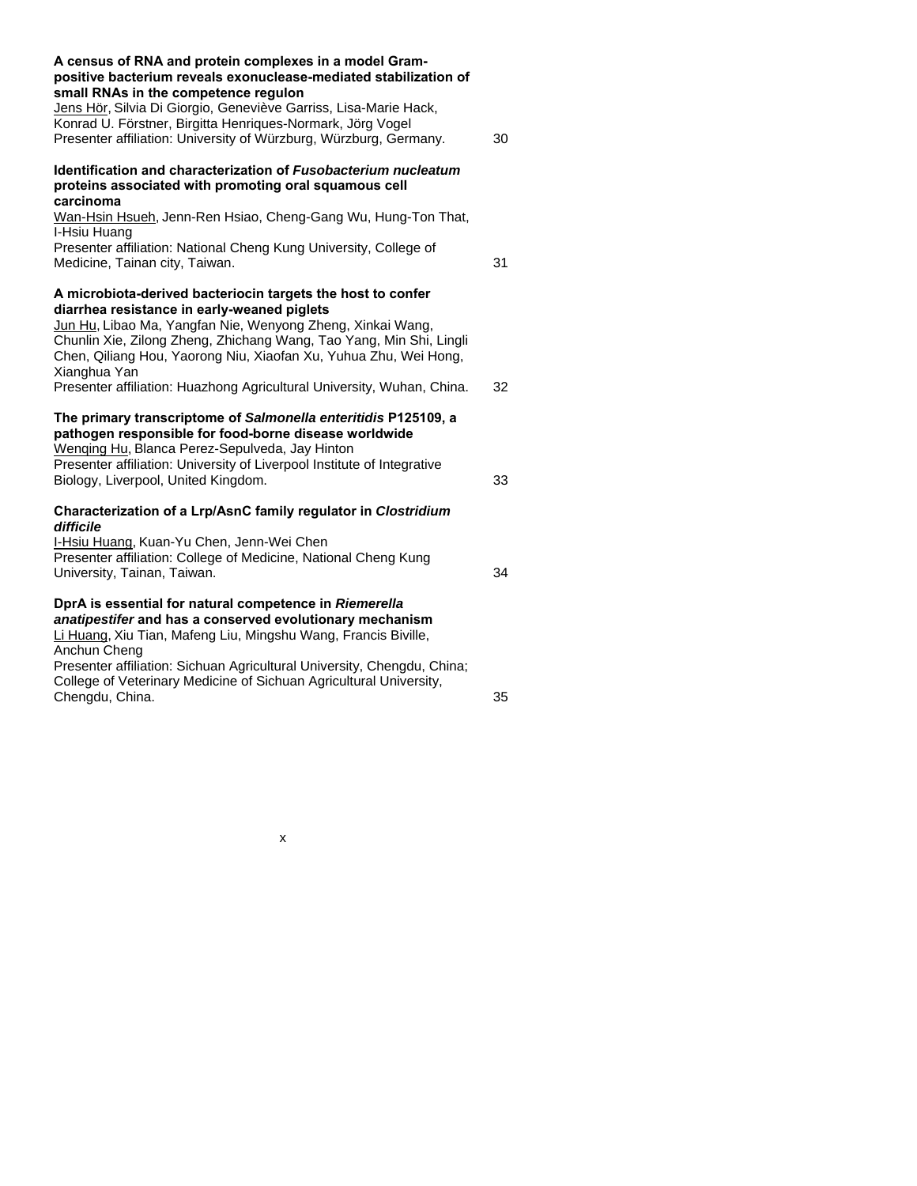**A census of RNA and protein complexes in a model Gram-positive bacterium reveals exonuclease-mediated stabilization of small RNAs in the competence regulon**
<u>Jens Hör</u>, Silvia Di Giorgio, Geneviève Garriss, Lisa-Marie Hack, Konrad U. Förstner, Birgitta Henriques-Normark, Jörg Vogel
Presenter affiliation: University of Würzburg, Würzburg, Germany. 30

**Identification and characterization of *Fusobacterium nucleatum* proteins associated with promoting oral squamous cell carcinoma**
<u>Wan-Hsin Hsueh</u>, Jenn-Ren Hsiao, Cheng-Gang Wu, Hung-Ton That, I-Hsiu Huang
Presenter affiliation: National Cheng Kung University, College of Medicine, Tainan city, Taiwan. 31

**A microbiota-derived bacteriocin targets the host to confer diarrhea resistance in early-weaned piglets**
<u>Jun Hu</u>, Libao Ma, Yangfan Nie, Wenyong Zheng, Xinkai Wang, Chunlin Xie, Zilong Zheng, Zhichang Wang, Tao Yang, Min Shi, Lingli Chen, Qiliang Hou, Yaorong Niu, Xiaofan Xu, Yuhua Zhu, Wei Hong, Xianghua Yan
Presenter affiliation: Huazhong Agricultural University, Wuhan, China. 32

**The primary transcriptome of *Salmonella enteritidis* P125109, a pathogen responsible for food-borne disease worldwide**
<u>Wenqing Hu</u>, Blanca Perez-Sepulveda, Jay Hinton
Presenter affiliation: University of Liverpool Institute of Integrative Biology, Liverpool, United Kingdom. 33

**Characterization of a Lrp/AsnC family regulator in *Clostridium difficile***
<u>I-Hsiu Huang</u>, Kuan-Yu Chen, Jenn-Wei Chen
Presenter affiliation: College of Medicine, National Cheng Kung University, Tainan, Taiwan. 34

**DprA is essential for natural competence in *Riemerella anatipestifer* and has a conserved evolutionary mechanism**
<u>Li Huang</u>, Xiu Tian, Mafeng Liu, Mingshu Wang, Francis Biville, Anchun Cheng
Presenter affiliation: Sichuan Agricultural University, Chengdu, China; College of Veterinary Medicine of Sichuan Agricultural University, Chengdu, China. 35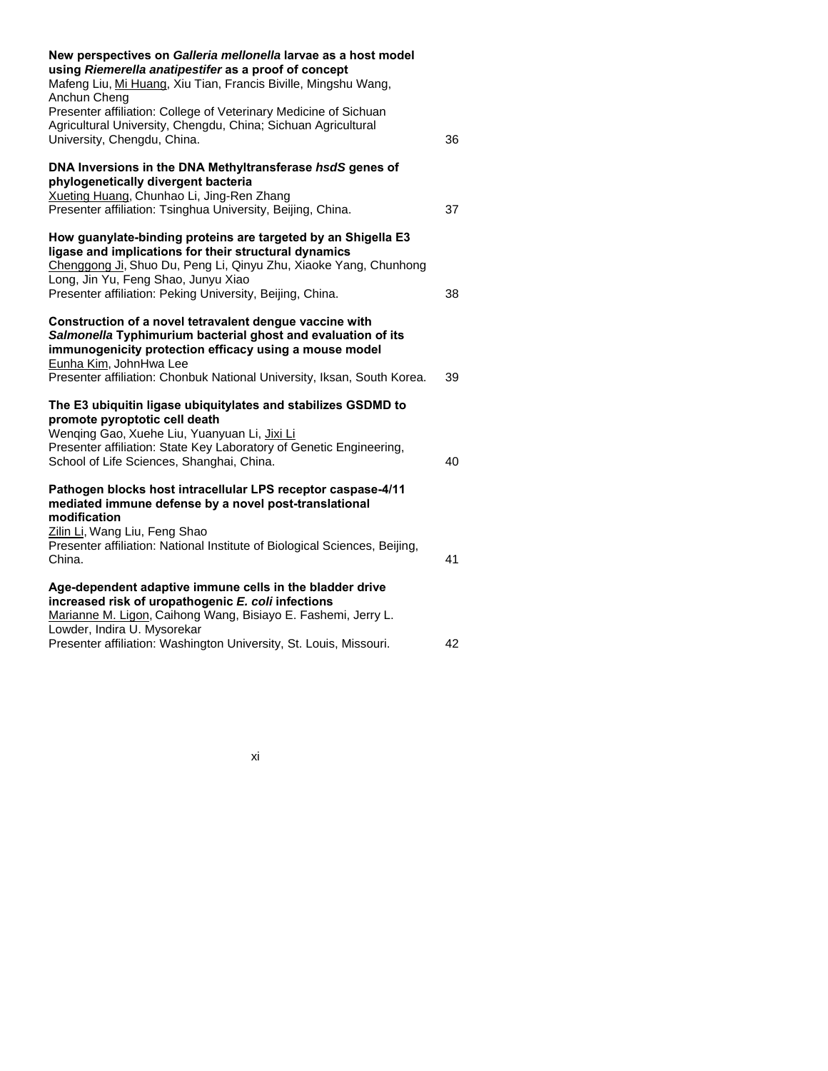**New perspectives on *Galleria mellonella* larvae as a host model using *Riemerella anatipestifer* as a proof of concept**
Mafeng Liu, Mi Huang, Xiu Tian, Francis Biville, Mingshu Wang, Anchun Cheng
Presenter affiliation: College of Veterinary Medicine of Sichuan Agricultural University, Chengdu, China; Sichuan Agricultural University, Chengdu, China. 36

**DNA Inversions in the DNA Methyltransferase *hsdS* genes of phylogenetically divergent bacteria**
Xueting Huang, Chunhao Li, Jing-Ren Zhang
Presenter affiliation: Tsinghua University, Beijing, China. 37

**How guanylate-binding proteins are targeted by an Shigella E3 ligase and implications for their structural dynamics**
Chenggong Ji, Shuo Du, Peng Li, Qinyu Zhu, Xiaoke Yang, Chunhong Long, Jin Yu, Feng Shao, Junyu Xiao
Presenter affiliation: Peking University, Beijing, China. 38

**Construction of a novel tetravalent dengue vaccine with *Salmonella* Typhimurium bacterial ghost and evaluation of its immunogenicity protection efficacy using a mouse model**
Eunha Kim, JohnHwa Lee
Presenter affiliation: Chonbuk National University, Iksan, South Korea. 39

**The E3 ubiquitin ligase ubiquitylates and stabilizes GSDMD to promote pyroptotic cell death**
Wenqing Gao, Xuehe Liu, Yuanyuan Li, Jixi Li
Presenter affiliation: State Key Laboratory of Genetic Engineering, School of Life Sciences, Shanghai, China. 40

**Pathogen blocks host intracellular LPS receptor caspase-4/11 mediated immune defense by a novel post-translational modification**
Zilin Li, Wang Liu, Feng Shao
Presenter affiliation: National Institute of Biological Sciences, Beijing, China. 41

**Age-dependent adaptive immune cells in the bladder drive increased risk of uropathogenic *E. coli* infections**
Marianne M. Ligon, Caihong Wang, Bisiayo E. Fashemi, Jerry L. Lowder, Indira U. Mysorekar
Presenter affiliation: Washington University, St. Louis, Missouri. 42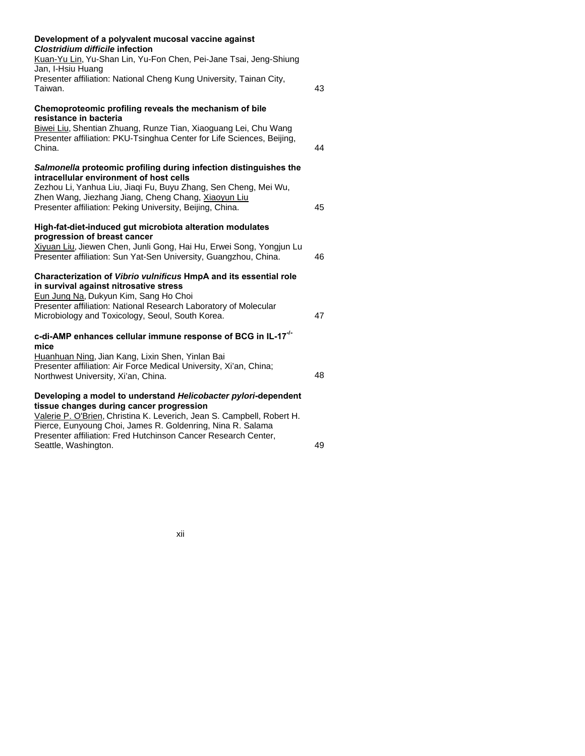**Development of a polyvalent mucosal vaccine against *Clostridium difficile* infection**
<u>Kuan-Yu Lin</u>, Yu-Shan Lin, Yu-Fon Chen, Pei-Jane Tsai, Jeng-Shiung Jan, I-Hsiu Huang
Presenter affiliation: National Cheng Kung University, Tainan City, Taiwan. 43

**Chemoproteomic profiling reveals the mechanism of bile resistance in bacteria**
<u>Biwei Liu</u>, Shentian Zhuang, Runze Tian, Xiaoguang Lei, Chu Wang
Presenter affiliation: PKU-Tsinghua Center for Life Sciences, Beijing, China. 44

***Salmonella* proteomic profiling during infection distinguishes the intracellular environment of host cells**
Zezhou Li, Yanhua Liu, Jiaqi Fu, Buyu Zhang, Sen Cheng, Mei Wu, Zhen Wang, Jiezhang Jiang, Cheng Chang, <u>Xiaoyun Liu</u>
Presenter affiliation: Peking University, Beijing, China. 45

**High-fat-diet-induced gut microbiota alteration modulates progression of breast cancer**
<u>Xiyuan Liu</u>, Jiewen Chen, Junli Gong, Hai Hu, Erwei Song, Yongjun Lu
Presenter affiliation: Sun Yat-Sen University, Guangzhou, China. 46

**Characterization of *Vibrio vulnificus* HmpA and its essential role in survival against nitrosative stress**
<u>Eun Jung Na</u>, Dukyun Kim, Sang Ho Choi
Presenter affiliation: National Research Laboratory of Molecular Microbiology and Toxicology, Seoul, South Korea. 47

**c-di-AMP enhances cellular immune response of BCG in IL-17$^{-/-}$ mice**
<u>Huanhuan Ning</u>, Jian Kang, Lixin Shen, Yinlan Bai
Presenter affiliation: Air Force Medical University, Xi'an, China; Northwest University, Xi'an, China. 48

**Developing a model to understand *Helicobacter pylori*-dependent tissue changes during cancer progression**
<u>Valerie P. O'Brien</u>, Christina K. Leverich, Jean S. Campbell, Robert H. Pierce, Eunyoung Choi, James R. Goldenring, Nina R. Salama
Presenter affiliation: Fred Hutchinson Cancer Research Center, Seattle, Washington. 49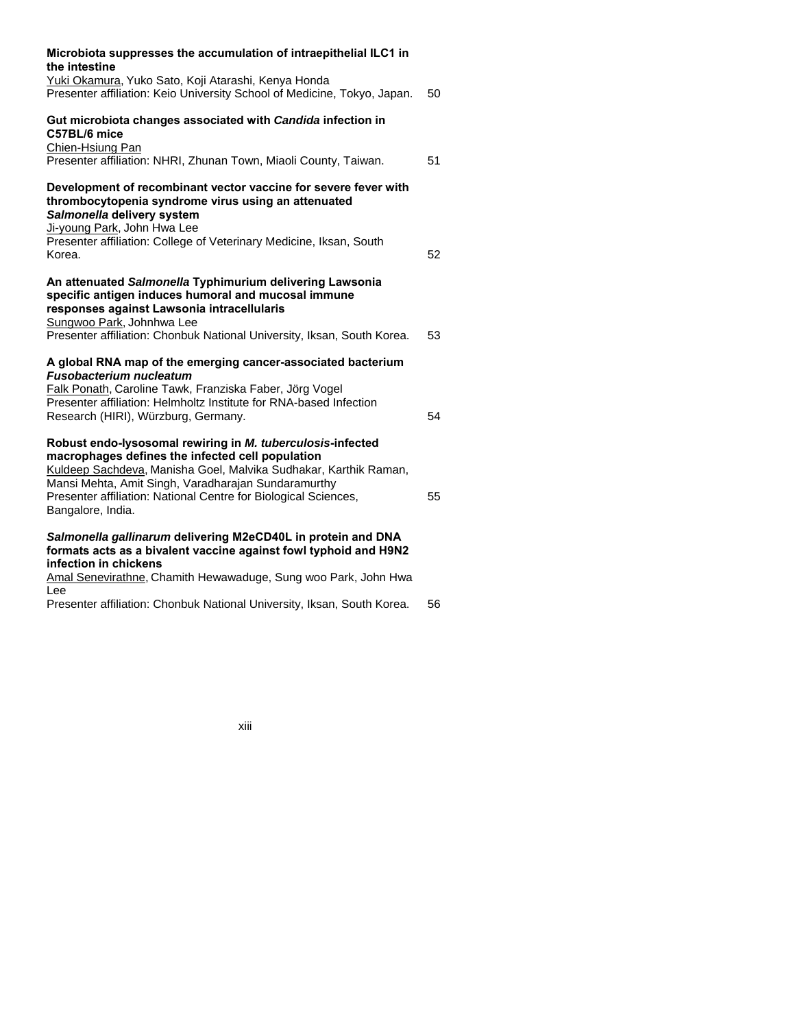**Microbiota suppresses the accumulation of intraepithelial ILC1 in the intestine**
Yuki Okamura, Yuko Sato, Koji Atarashi, Kenya Honda
Presenter affiliation: Keio University School of Medicine, Tokyo, Japan. 50

**Gut microbiota changes associated with *Candida* infection in C57BL/6 mice**
Chien-Hsiung Pan
Presenter affiliation: NHRI, Zhunan Town, Miaoli County, Taiwan. 51

**Development of recombinant vector vaccine for severe fever with thrombocytopenia syndrome virus using an attenuated *Salmonella* delivery system**
Ji-young Park, John Hwa Lee
Presenter affiliation: College of Veterinary Medicine, Iksan, South Korea. 52

**An attenuated *Salmonella* Typhimurium delivering Lawsonia specific antigen induces humoral and mucosal immune responses against Lawsonia intracellularis**
Sungwoo Park, Johnhwa Lee
Presenter affiliation: Chonbuk National University, Iksan, South Korea. 53

**A global RNA map of the emerging cancer-associated bacterium *Fusobacterium nucleatum***
Falk Ponath, Caroline Tawk, Franziska Faber, Jörg Vogel
Presenter affiliation: Helmholtz Institute for RNA-based Infection Research (HIRI), Würzburg, Germany. 54

**Robust endo-lysosomal rewiring in *M. tuberculosis*-infected macrophages defines the infected cell population**
Kuldeep Sachdeva, Manisha Goel, Malvika Sudhakar, Karthik Raman, Mansi Mehta, Amit Singh, Varadharajan Sundaramurthy
Presenter affiliation: National Centre for Biological Sciences, Bangalore, India. 55

***Salmonella gallinarum* delivering M2eCD40L in protein and DNA formats acts as a bivalent vaccine against fowl typhoid and H9N2 infection in chickens**
Amal Senevirathne, Chamith Hewawaduge, Sung woo Park, John Hwa Lee
Presenter affiliation: Chonbuk National University, Iksan, South Korea. 56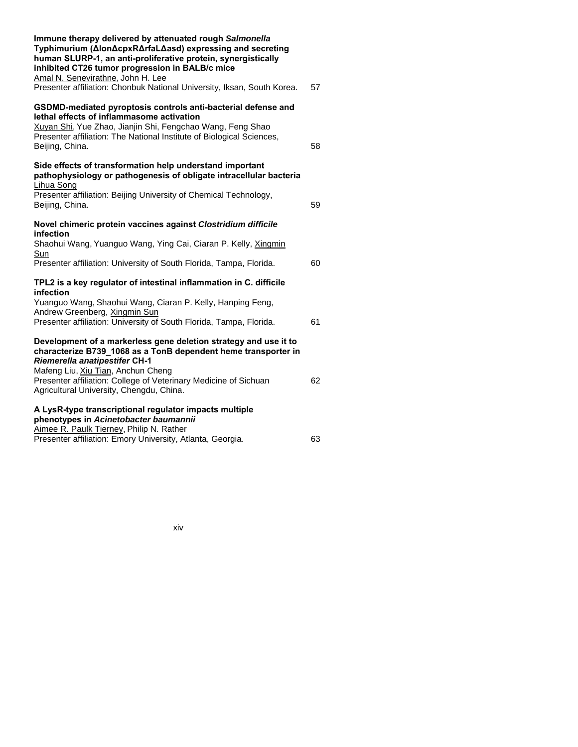**Immune therapy delivered by attenuated rough *Salmonella* Typhimurium (ΔlonΔcpxRΔrfaLΔasd) expressing and secreting human SLURP-1, an anti-proliferative protein, synergistically inhibited CT26 tumor progression in BALB/c mice**
Amal N. Senevirathne, John H. Lee
Presenter affiliation: Chonbuk National University, Iksan, South Korea. 57

**GSDMD-mediated pyroptosis controls anti-bacterial defense and lethal effects of inflammasome activation**
Xuyan Shi, Yue Zhao, Jianjin Shi, Fengchao Wang, Feng Shao
Presenter affiliation: The National Institute of Biological Sciences, Beijing, China. 58

**Side effects of transformation help understand important pathophysiology or pathogenesis of obligate intracellular bacteria**
Lihua Song
Presenter affiliation: Beijing University of Chemical Technology, Beijing, China. 59

**Novel chimeric protein vaccines against *Clostridium difficile* infection**
Shaohui Wang, Yuanguo Wang, Ying Cai, Ciaran P. Kelly, Xingmin Sun
Presenter affiliation: University of South Florida, Tampa, Florida. 60

**TPL2 is a key regulator of intestinal inflammation in C. difficile infection**
Yuanguo Wang, Shaohui Wang, Ciaran P. Kelly, Hanping Feng, Andrew Greenberg, Xingmin Sun
Presenter affiliation: University of South Florida, Tampa, Florida. 61

**Development of a markerless gene deletion strategy and use it to characterize B739_1068 as a TonB dependent heme transporter in *Riemerella anatipestifer* CH-1**
Mafeng Liu, Xiu Tian, Anchun Cheng
Presenter affiliation: College of Veterinary Medicine of Sichuan Agricultural University, Chengdu, China. 62

**A LysR-type transcriptional regulator impacts multiple phenotypes in *Acinetobacter baumannii***
Aimee R. Paulk Tierney, Philip N. Rather
Presenter affiliation: Emory University, Atlanta, Georgia. 63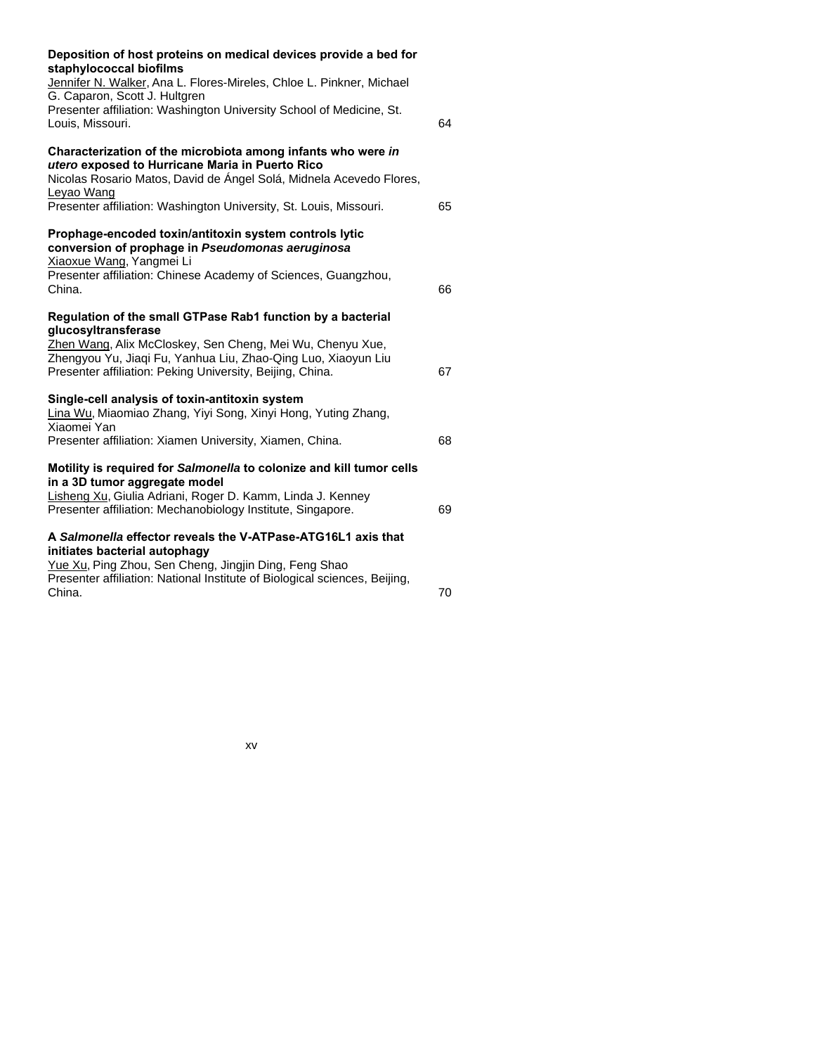**Deposition of host proteins on medical devices provide a bed for staphylococcal biofilms**
Jennifer N. Walker, Ana L. Flores-Mireles, Chloe L. Pinkner, Michael G. Caparon, Scott J. Hultgren
Presenter affiliation: Washington University School of Medicine, St. Louis, Missouri. 64

**Characterization of the microbiota among infants who were *in utero* exposed to Hurricane Maria in Puerto Rico**
Nicolas Rosario Matos, David de Ángel Solá, Midnela Acevedo Flores, Leyao Wang
Presenter affiliation: Washington University, St. Louis, Missouri. 65

**Prophage-encoded toxin/antitoxin system controls lytic conversion of prophage in *Pseudomonas aeruginosa***
Xiaoxue Wang, Yangmei Li
Presenter affiliation: Chinese Academy of Sciences, Guangzhou, China. 66

**Regulation of the small GTPase Rab1 function by a bacterial glucosyltransferase**
Zhen Wang, Alix McCloskey, Sen Cheng, Mei Wu, Chenyu Xue, Zhengyou Yu, Jiaqi Fu, Yanhua Liu, Zhao-Qing Luo, Xiaoyun Liu
Presenter affiliation: Peking University, Beijing, China. 67

**Single-cell analysis of toxin-antitoxin system**
Lina Wu, Miaomiao Zhang, Yiyi Song, Xinyi Hong, Yuting Zhang, Xiaomei Yan
Presenter affiliation: Xiamen University, Xiamen, China. 68

**Motility is required for *Salmonella* to colonize and kill tumor cells in a 3D tumor aggregate model**
Lisheng Xu, Giulia Adriani, Roger D. Kamm, Linda J. Kenney
Presenter affiliation: Mechanobiology Institute, Singapore. 69

**A *Salmonella* effector reveals the V-ATPase-ATG16L1 axis that initiates bacterial autophagy**
Yue Xu, Ping Zhou, Sen Cheng, Jingjin Ding, Feng Shao
Presenter affiliation: National Institute of Biological sciences, Beijing, China. 70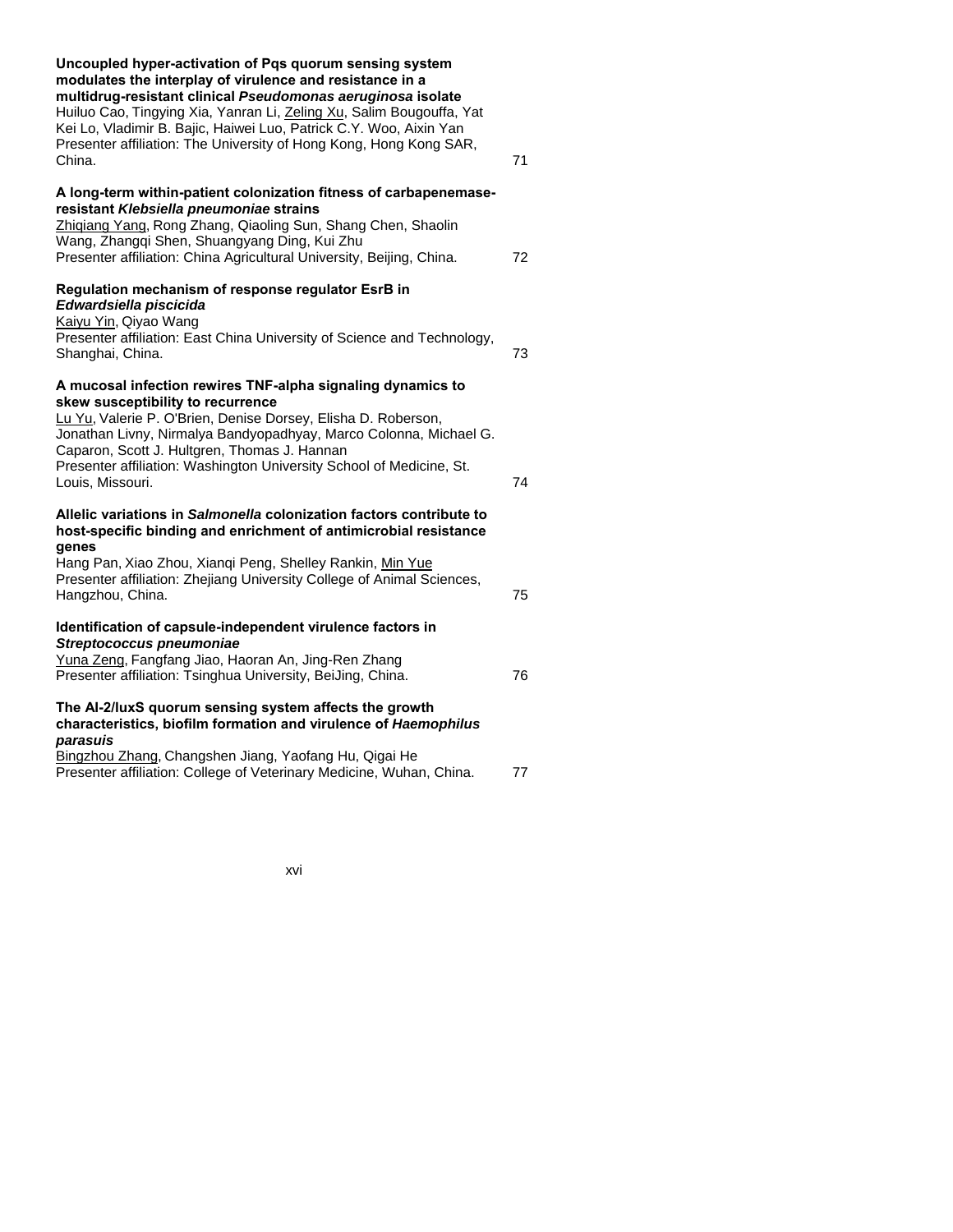**Uncoupled hyper-activation of Pqs quorum sensing system modulates the interplay of virulence and resistance in a multidrug-resistant clinical *Pseudomonas aeruginosa* isolate**
Huiluo Cao, Tingying Xia, Yanran Li, Zeling Xu, Salim Bougouffa, Yat Kei Lo, Vladimir B. Bajic, Haiwei Luo, Patrick C.Y. Woo, Aixin Yan
Presenter affiliation: The University of Hong Kong, Hong Kong SAR, China. 71

**A long-term within-patient colonization fitness of carbapenemase-resistant *Klebsiella pneumoniae* strains**
Zhiqiang Yang, Rong Zhang, Qiaoling Sun, Shang Chen, Shaolin Wang, Zhangqi Shen, Shuangyang Ding, Kui Zhu
Presenter affiliation: China Agricultural University, Beijing, China. 72

**Regulation mechanism of response regulator EsrB in *Edwardsiella piscicida***
Kaiyu Yin, Qiyao Wang
Presenter affiliation: East China University of Science and Technology, Shanghai, China. 73

**A mucosal infection rewires TNF-alpha signaling dynamics to skew susceptibility to recurrence**
Lu Yu, Valerie P. O'Brien, Denise Dorsey, Elisha D. Roberson, Jonathan Livny, Nirmalya Bandyopadhyay, Marco Colonna, Michael G. Caparon, Scott J. Hultgren, Thomas J. Hannan
Presenter affiliation: Washington University School of Medicine, St. Louis, Missouri. 74

**Allelic variations in *Salmonella* colonization factors contribute to host-specific binding and enrichment of antimicrobial resistance genes**
Hang Pan, Xiao Zhou, Xianqi Peng, Shelley Rankin, Min Yue
Presenter affiliation: Zhejiang University College of Animal Sciences, Hangzhou, China. 75

**Identification of capsule-independent virulence factors in *Streptococcus pneumoniae***
Yuna Zeng, Fangfang Jiao, Haoran An, Jing-Ren Zhang
Presenter affiliation: Tsinghua University, BeiJing, China. 76

**The AI-2/luxS quorum sensing system affects the growth characteristics, biofilm formation and virulence of *Haemophilus parasuis***
Bingzhou Zhang, Changshen Jiang, Yaofang Hu, Qigai He
Presenter affiliation: College of Veterinary Medicine, Wuhan, China. 77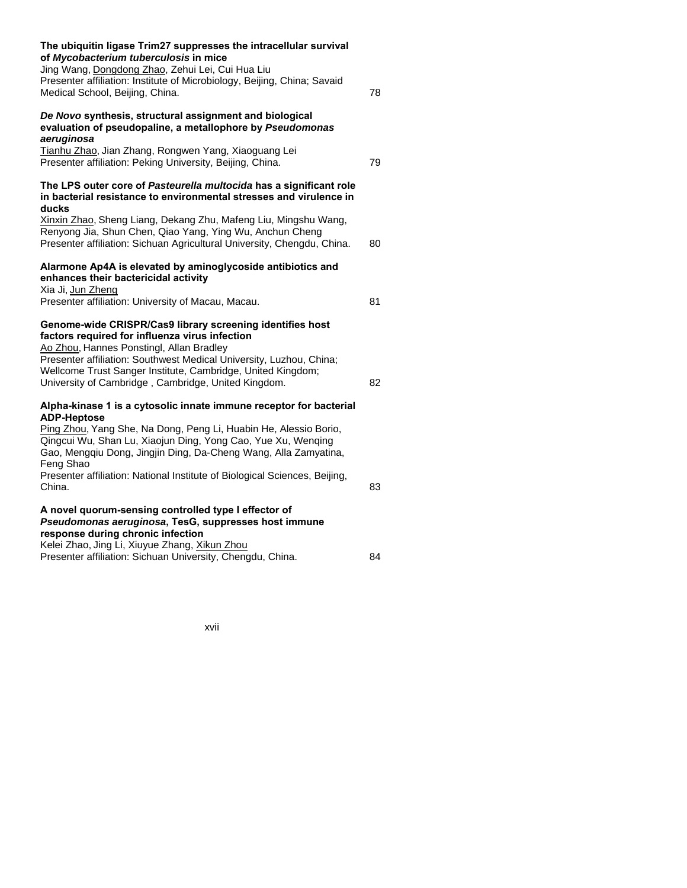**The ubiquitin ligase Trim27 suppresses the intracellular survival of *Mycobacterium tuberculosis* in mice**
Jing Wang, Dongdong Zhao, Zehui Lei, Cui Hua Liu
Presenter affiliation: Institute of Microbiology, Beijing, China; Savaid Medical School, Beijing, China. 78

***De Novo* synthesis, structural assignment and biological evaluation of pseudopaline, a metallophore by *Pseudomonas aeruginosa***
Tianhu Zhao, Jian Zhang, Rongwen Yang, Xiaoguang Lei
Presenter affiliation: Peking University, Beijing, China. 79

**The LPS outer core of *Pasteurella multocida* has a significant role in bacterial resistance to environmental stresses and virulence in ducks**
Xinxin Zhao, Sheng Liang, Dekang Zhu, Mafeng Liu, Mingshu Wang, Renyong Jia, Shun Chen, Qiao Yang, Ying Wu, Anchun Cheng
Presenter affiliation: Sichuan Agricultural University, Chengdu, China. 80

**Alarmone Ap4A is elevated by aminoglycoside antibiotics and enhances their bactericidal activity**
Xia Ji, Jun Zheng
Presenter affiliation: University of Macau, Macau. 81

**Genome-wide CRISPR/Cas9 library screening identifies host factors required for influenza virus infection**
Ao Zhou, Hannes Ponstingl, Allan Bradley
Presenter affiliation: Southwest Medical University, Luzhou, China; Wellcome Trust Sanger Institute, Cambridge, United Kingdom; University of Cambridge , Cambridge, United Kingdom. 82

**Alpha-kinase 1 is a cytosolic innate immune receptor for bacterial ADP-Heptose**
Ping Zhou, Yang She, Na Dong, Peng Li, Huabin He, Alessio Borio, Qingcui Wu, Shan Lu, Xiaojun Ding, Yong Cao, Yue Xu, Wenqing Gao, Mengqiu Dong, Jingjin Ding, Da-Cheng Wang, Alla Zamyatina, Feng Shao
Presenter affiliation: National Institute of Biological Sciences, Beijing, China. 83

**A novel quorum-sensing controlled type I effector of *Pseudomonas aeruginosa*, TesG, suppresses host immune response during chronic infection**
Kelei Zhao, Jing Li, Xiuyue Zhang, Xikun Zhou
Presenter affiliation: Sichuan University, Chengdu, China. 84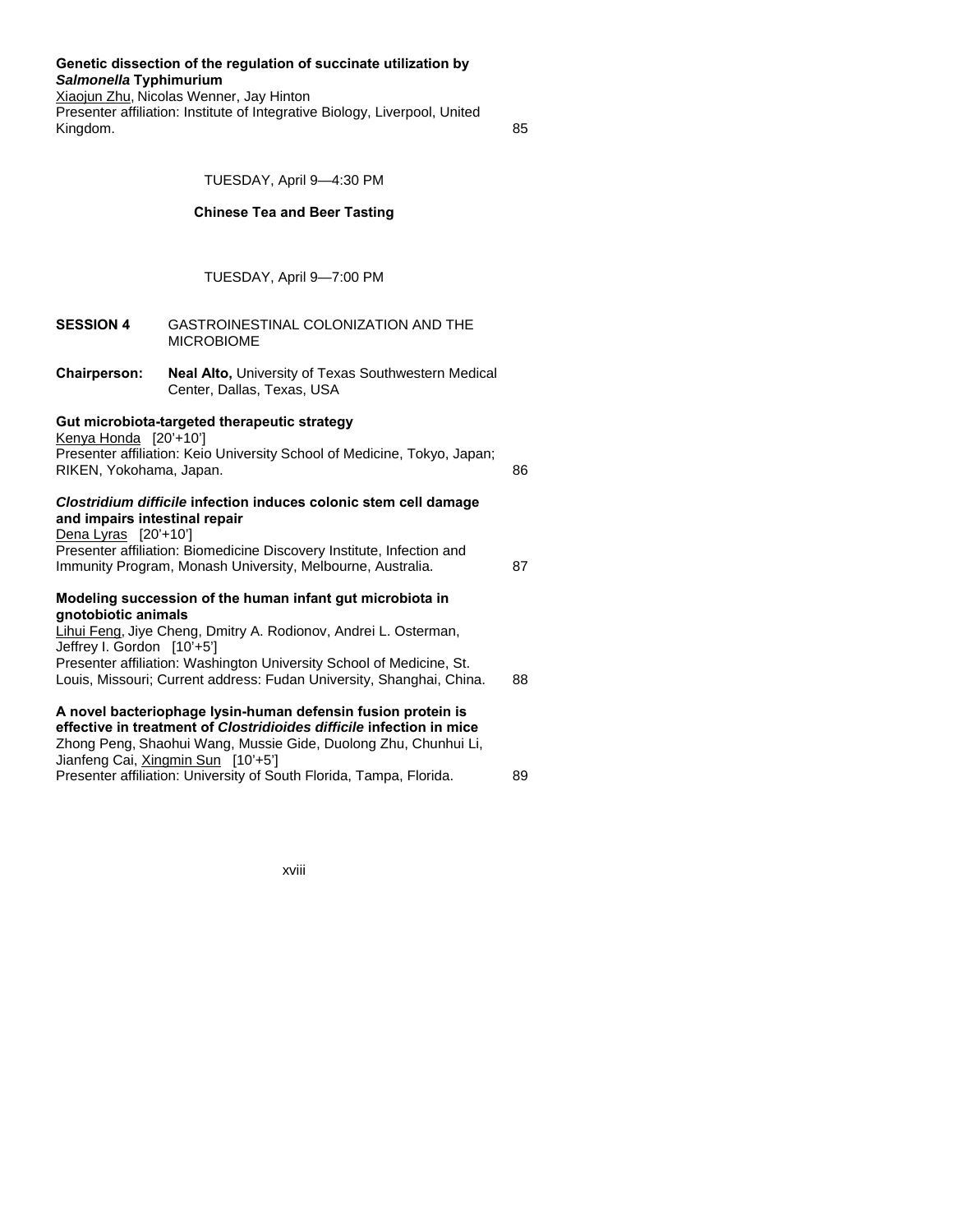**Genetic dissection of the regulation of succinate utilization by *Salmonella* Typhimurium**
Xiaojun Zhu, Nicolas Wenner, Jay Hinton
Presenter affiliation: Institute of Integrative Biology, Liverpool, United Kingdom. 85

TUESDAY, April 9—4:30 PM

**Chinese Tea and Beer Tasting**

TUESDAY, April 9—7:00 PM

**SESSION 4** GASTROINESTINAL COLONIZATION AND THE MICROBIOME

**Chairperson:** **Neal Alto,** University of Texas Southwestern Medical Center, Dallas, Texas, USA

**Gut microbiota-targeted therapeutic strategy**
Kenya Honda [20'+10']
Presenter affiliation: Keio University School of Medicine, Tokyo, Japan; RIKEN, Yokohama, Japan. 86

***Clostridium difficile* infection induces colonic stem cell damage and impairs intestinal repair**
Dena Lyras [20'+10']
Presenter affiliation: Biomedicine Discovery Institute, Infection and Immunity Program, Monash University, Melbourne, Australia. 87

**Modeling succession of the human infant gut microbiota in gnotobiotic animals**
Lihui Feng, Jiye Cheng, Dmitry A. Rodionov, Andrei L. Osterman, Jeffrey I. Gordon [10'+5']
Presenter affiliation: Washington University School of Medicine, St. Louis, Missouri; Current address: Fudan University, Shanghai, China. 88

**A novel bacteriophage lysin-human defensin fusion protein is effective in treatment of *Clostridioides difficile* infection in mice**
Zhong Peng, Shaohui Wang, Mussie Gide, Duolong Zhu, Chunhui Li, Jianfeng Cai, Xingmin Sun [10'+5']
Presenter affiliation: University of South Florida, Tampa, Florida. 89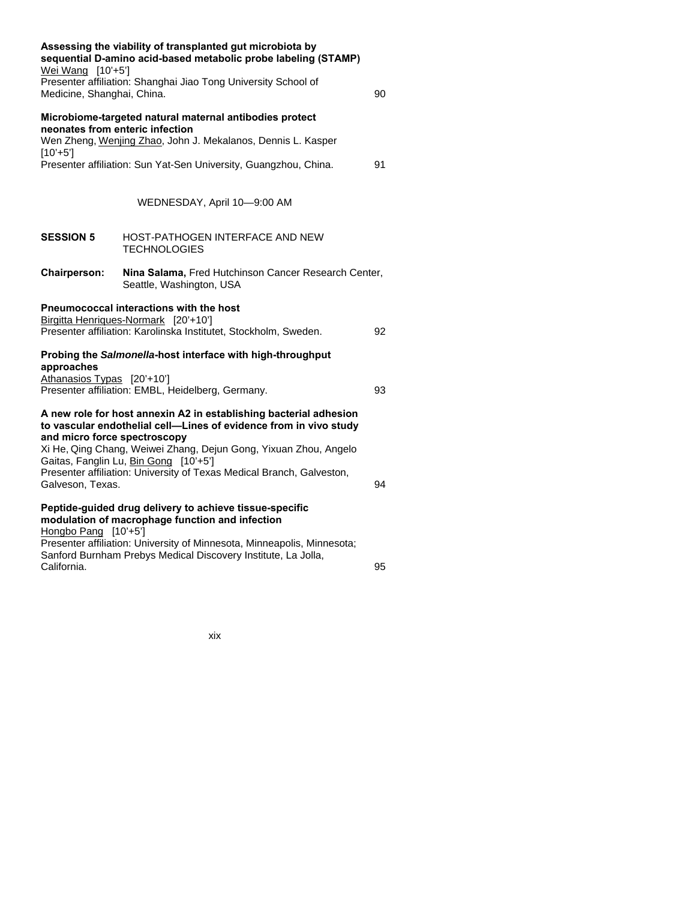**Assessing the viability of transplanted gut microbiota by sequential D-amino acid-based metabolic probe labeling (STAMP)**
Wei Wang [10'+5']
Presenter affiliation: Shanghai Jiao Tong University School of Medicine, Shanghai, China. 90

**Microbiome-targeted natural maternal antibodies protect neonates from enteric infection**
Wen Zheng, Wenjing Zhao, John J. Mekalanos, Dennis L. Kasper [10'+5']
Presenter affiliation: Sun Yat-Sen University, Guangzhou, China. 91

WEDNESDAY, April 10—9:00 AM

**SESSION 5** HOST-PATHOGEN INTERFACE AND NEW TECHNOLOGIES

**Chairperson:** **Nina Salama,** Fred Hutchinson Cancer Research Center, Seattle, Washington, USA

**Pneumococcal interactions with the host**
Birgitta Henriques-Normark [20'+10']
Presenter affiliation: Karolinska Institutet, Stockholm, Sweden. 92

**Probing the *Salmonella*-host interface with high-throughput approaches**
Athanasios Typas [20'+10']
Presenter affiliation: EMBL, Heidelberg, Germany. 93

**A new role for host annexin A2 in establishing bacterial adhesion to vascular endothelial cell—Lines of evidence from in vivo study and micro force spectroscopy**
Xi He, Qing Chang, Weiwei Zhang, Dejun Gong, Yixuan Zhou, Angelo Gaitas, Fanglin Lu, Bin Gong [10'+5']
Presenter affiliation: University of Texas Medical Branch, Galveston, Galveson, Texas. 94

**Peptide-guided drug delivery to achieve tissue-specific modulation of macrophage function and infection**
Hongbo Pang [10'+5']
Presenter affiliation: University of Minnesota, Minneapolis, Minnesota; Sanford Burnham Prebys Medical Discovery Institute, La Jolla, California. 95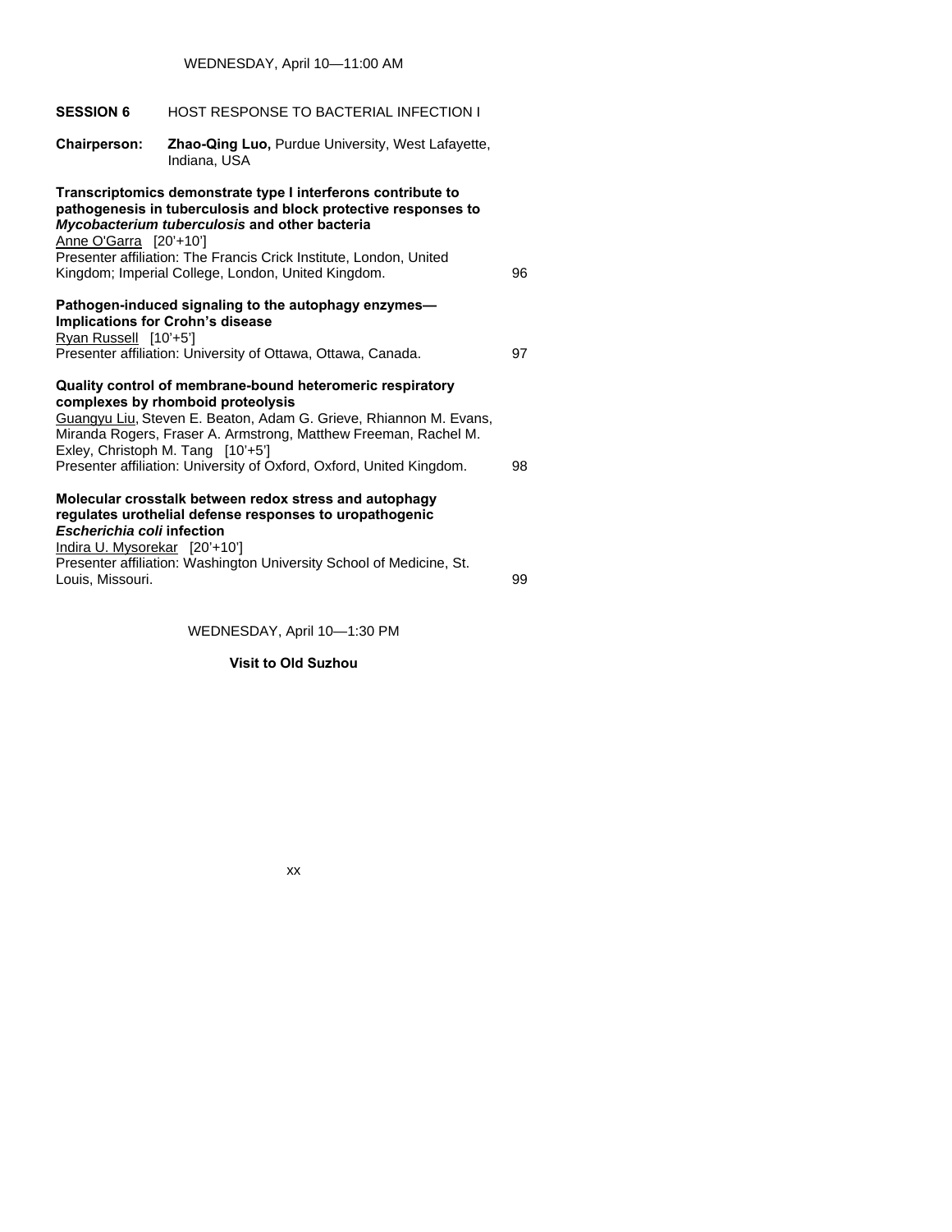WEDNESDAY, April 10—11:00 AM

**SESSION 6** HOST RESPONSE TO BACTERIAL INFECTION I

**Chairperson:** **Zhao-Qing Luo,** Purdue University, West Lafayette, Indiana, USA

**Transcriptomics demonstrate type I interferons contribute to pathogenesis in tuberculosis and block protective responses to *Mycobacterium tuberculosis* and other bacteria**
Anne O'Garra [20'+10']
Presenter affiliation: The Francis Crick Institute, London, United Kingdom; Imperial College, London, United Kingdom. 96

**Pathogen-induced signaling to the autophagy enzymes—Implications for Crohn's disease**
Ryan Russell [10'+5']
Presenter affiliation: University of Ottawa, Ottawa, Canada. 97

**Quality control of membrane-bound heteromeric respiratory complexes by rhomboid proteolysis**
Guangyu Liu, Steven E. Beaton, Adam G. Grieve, Rhiannon M. Evans, Miranda Rogers, Fraser A. Armstrong, Matthew Freeman, Rachel M. Exley, Christoph M. Tang [10'+5']
Presenter affiliation: University of Oxford, Oxford, United Kingdom. 98

**Molecular crosstalk between redox stress and autophagy regulates urothelial defense responses to uropathogenic *Escherichia coli* infection**
Indira U. Mysorekar [20'+10']
Presenter affiliation: Washington University School of Medicine, St. Louis, Missouri. 99

WEDNESDAY, April 10—1:30 PM

**Visit to Old Suzhou**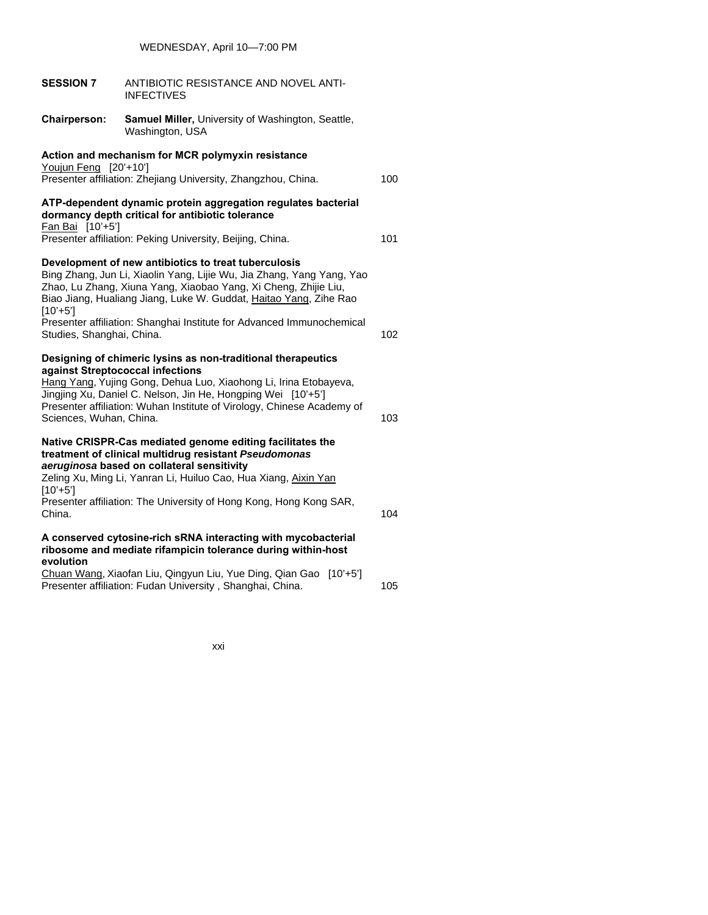WEDNESDAY, April 10—7:00 PM

**SESSION 7** ANTIBIOTIC RESISTANCE AND NOVEL ANTI-INFECTIVES

**Chairperson:** **Samuel Miller,** University of Washington, Seattle, Washington, USA

**Action and mechanism for MCR polymyxin resistance**
Youjun Feng [20'+10']
Presenter affiliation: Zhejiang University, Zhangzhou, China. 100

**ATP-dependent dynamic protein aggregation regulates bacterial dormancy depth critical for antibiotic tolerance**
Fan Bai [10'+5']
Presenter affiliation: Peking University, Beijing, China. 101

**Development of new antibiotics to treat tuberculosis**
Bing Zhang, Jun Li, Xiaolin Yang, Lijie Wu, Jia Zhang, Yang Yang, Yao Zhao, Lu Zhang, Xiuna Yang, Xiaobao Yang, Xi Cheng, Zhijie Liu, Biao Jiang, Hualiang Jiang, Luke W. Guddat, Haitao Yang, Zihe Rao [10'+5']
Presenter affiliation: Shanghai Institute for Advanced Immunochemical Studies, Shanghai, China. 102

**Designing of chimeric lysins as non-traditional therapeutics against Streptococcal infections**
Hang Yang, Yujing Gong, Dehua Luo, Xiaohong Li, Irina Etobayeva, Jingjing Xu, Daniel C. Nelson, Jin He, Hongping Wei [10'+5']
Presenter affiliation: Wuhan Institute of Virology, Chinese Academy of Sciences, Wuhan, China. 103

**Native CRISPR-Cas mediated genome editing facilitates the treatment of clinical multidrug resistant *Pseudomonas aeruginosa* based on collateral sensitivity**
Zeling Xu, Ming Li, Yanran Li, Huiluo Cao, Hua Xiang, Aixin Yan [10'+5']
Presenter affiliation: The University of Hong Kong, Hong Kong SAR, China. 104

**A conserved cytosine-rich sRNA interacting with mycobacterial ribosome and mediate rifampicin tolerance during within-host evolution**
Chuan Wang, Xiaofan Liu, Qingyun Liu, Yue Ding, Qian Gao [10'+5']
Presenter affiliation: Fudan University , Shanghai, China. 105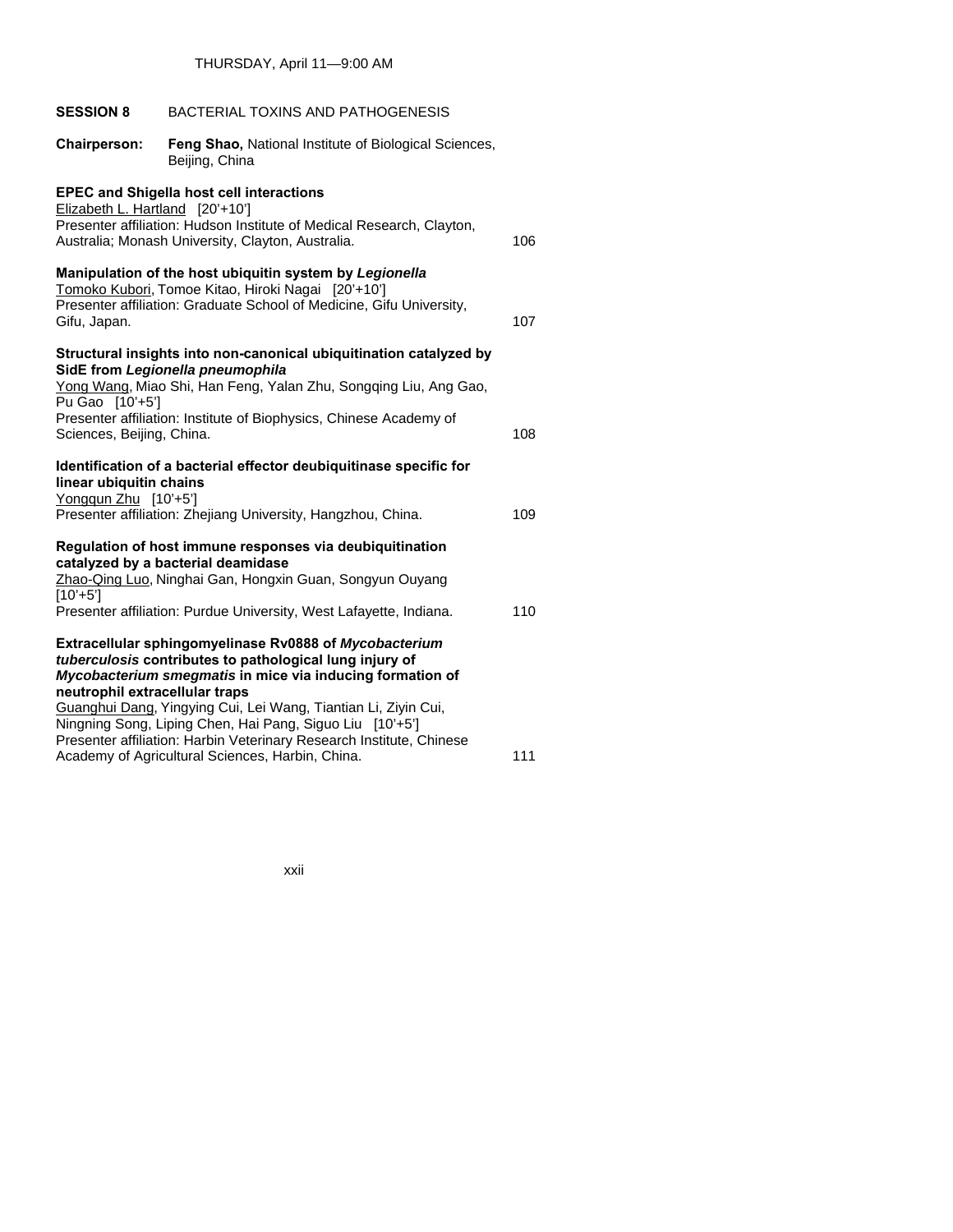THURSDAY, April 11—9:00 AM

**SESSION 8** BACTERIAL TOXINS AND PATHOGENESIS

**Chairperson:** **Feng Shao,** National Institute of Biological Sciences, Beijing, China

**EPEC and Shigella host cell interactions**
<u>Elizabeth L. Hartland</u> [20'+10']
Presenter affiliation: Hudson Institute of Medical Research, Clayton, Australia; Monash University, Clayton, Australia. 106

**Manipulation of the host ubiquitin system by *Legionella***
<u>Tomoko Kubori</u>, Tomoe Kitao, Hiroki Nagai [20'+10']
Presenter affiliation: Graduate School of Medicine, Gifu University, Gifu, Japan. 107

**Structural insights into non-canonical ubiquitination catalyzed by SidE from *Legionella pneumophila***
<u>Yong Wang</u>, Miao Shi, Han Feng, Yalan Zhu, Songqing Liu, Ang Gao, Pu Gao [10'+5']
Presenter affiliation: Institute of Biophysics, Chinese Academy of Sciences, Beijing, China. 108

**Identification of a bacterial effector deubiquitinase specific for linear ubiquitin chains**
<u>Yongqun Zhu</u> [10'+5']
Presenter affiliation: Zhejiang University, Hangzhou, China. 109

**Regulation of host immune responses via deubiquitination catalyzed by a bacterial deamidase**
<u>Zhao-Qing Luo</u>, Ninghai Gan, Hongxin Guan, Songyun Ouyang [10'+5']
Presenter affiliation: Purdue University, West Lafayette, Indiana. 110

**Extracellular sphingomyelinase Rv0888 of *Mycobacterium tuberculosis* contributes to pathological lung injury of *Mycobacterium smegmatis* in mice via inducing formation of neutrophil extracellular traps**
<u>Guanghui Dang</u>, Yingying Cui, Lei Wang, Tiantian Li, Ziyin Cui, Ningning Song, Liping Chen, Hai Pang, Siguo Liu [10'+5']
Presenter affiliation: Harbin Veterinary Research Institute, Chinese Academy of Agricultural Sciences, Harbin, China. 111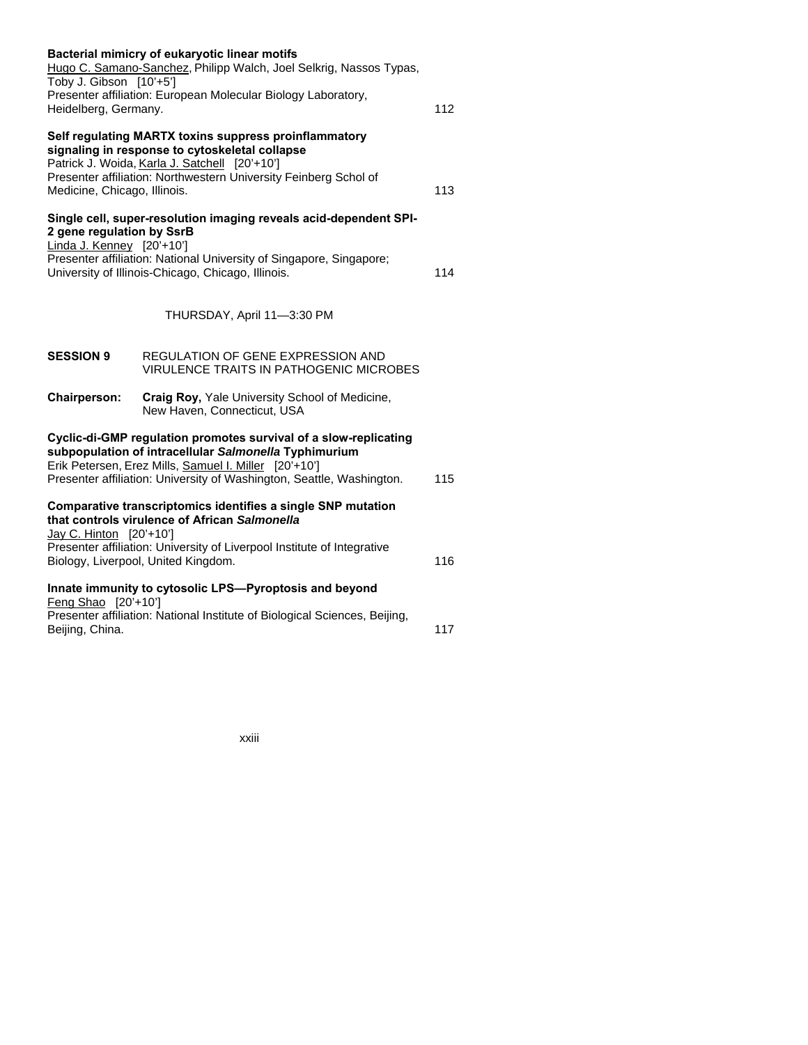**Bacterial mimicry of eukaryotic linear motifs**
Hugo C. Samano-Sanchez, Philipp Walch, Joel Selkrig, Nassos Typas, Toby J. Gibson [10'+5']
Presenter affiliation: European Molecular Biology Laboratory, Heidelberg, Germany. 112

**Self regulating MARTX toxins suppress proinflammatory signaling in response to cytoskeletal collapse**
Patrick J. Woida, Karla J. Satchell [20'+10']
Presenter affiliation: Northwestern University Feinberg Schol of Medicine, Chicago, Illinois. 113

**Single cell, super-resolution imaging reveals acid-dependent SPI-2 gene regulation by SsrB**
Linda J. Kenney [20'+10']
Presenter affiliation: National University of Singapore, Singapore; University of Illinois-Chicago, Chicago, Illinois. 114

THURSDAY, April 11—3:30 PM

**SESSION 9** REGULATION OF GENE EXPRESSION AND VIRULENCE TRAITS IN PATHOGENIC MICROBES

**Chairperson:** **Craig Roy,** Yale University School of Medicine, New Haven, Connecticut, USA

**Cyclic-di-GMP regulation promotes survival of a slow-replicating subpopulation of intracellular *Salmonella* Typhimurium**
Erik Petersen, Erez Mills, Samuel I. Miller [20'+10']
Presenter affiliation: University of Washington, Seattle, Washington. 115

**Comparative transcriptomics identifies a single SNP mutation that controls virulence of African *Salmonella***
Jay C. Hinton [20'+10']
Presenter affiliation: University of Liverpool Institute of Integrative Biology, Liverpool, United Kingdom. 116

**Innate immunity to cytosolic LPS—Pyroptosis and beyond**
Feng Shao [20'+10']
Presenter affiliation: National Institute of Biological Sciences, Beijing, Beijing, China. 117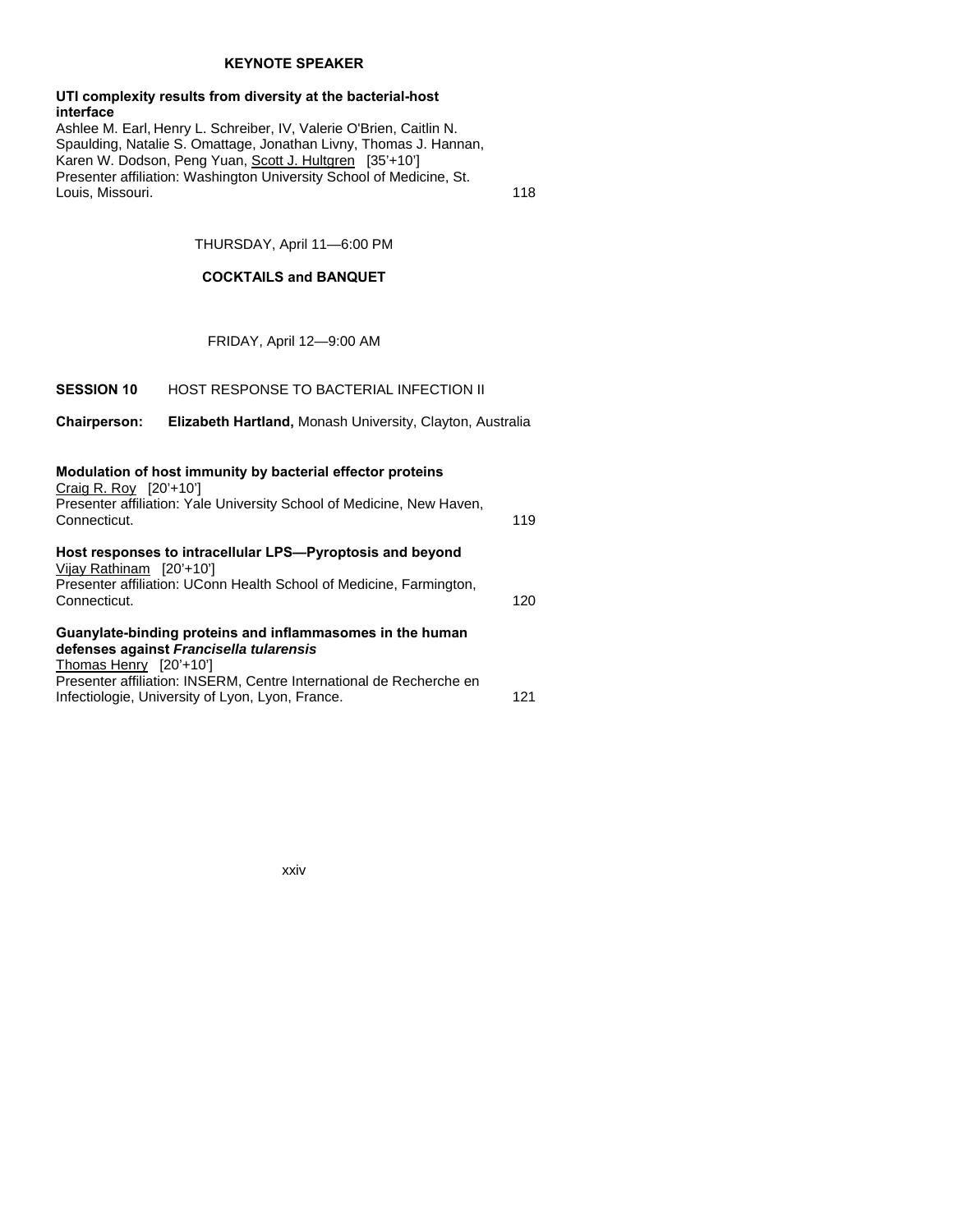**KEYNOTE SPEAKER**

**UTI complexity results from diversity at the bacterial-host interface**
Ashlee M. Earl, Henry L. Schreiber, IV, Valerie O'Brien, Caitlin N. Spaulding, Natalie S. Omattage, Jonathan Livny, Thomas J. Hannan, Karen W. Dodson, Peng Yuan, Scott J. Hultgren [35'+10']
Presenter affiliation: Washington University School of Medicine, St. Louis, Missouri. 118

THURSDAY, April 11—6:00 PM

**COCKTAILS and BANQUET**

FRIDAY, April 12—9:00 AM

**SESSION 10** HOST RESPONSE TO BACTERIAL INFECTION II

**Chairperson:** **Elizabeth Hartland,** Monash University, Clayton, Australia

**Modulation of host immunity by bacterial effector proteins**
Craig R. Roy [20'+10']
Presenter affiliation: Yale University School of Medicine, New Haven, Connecticut. 119

**Host responses to intracellular LPS—Pyroptosis and beyond**
Vijay Rathinam [20'+10']
Presenter affiliation: UConn Health School of Medicine, Farmington, Connecticut. 120

**Guanylate-binding proteins and inflammasomes in the human defenses against *Francisella tularensis***
Thomas Henry [20'+10']
Presenter affiliation: INSERM, Centre International de Recherche en Infectiologie, University of Lyon, Lyon, France. 121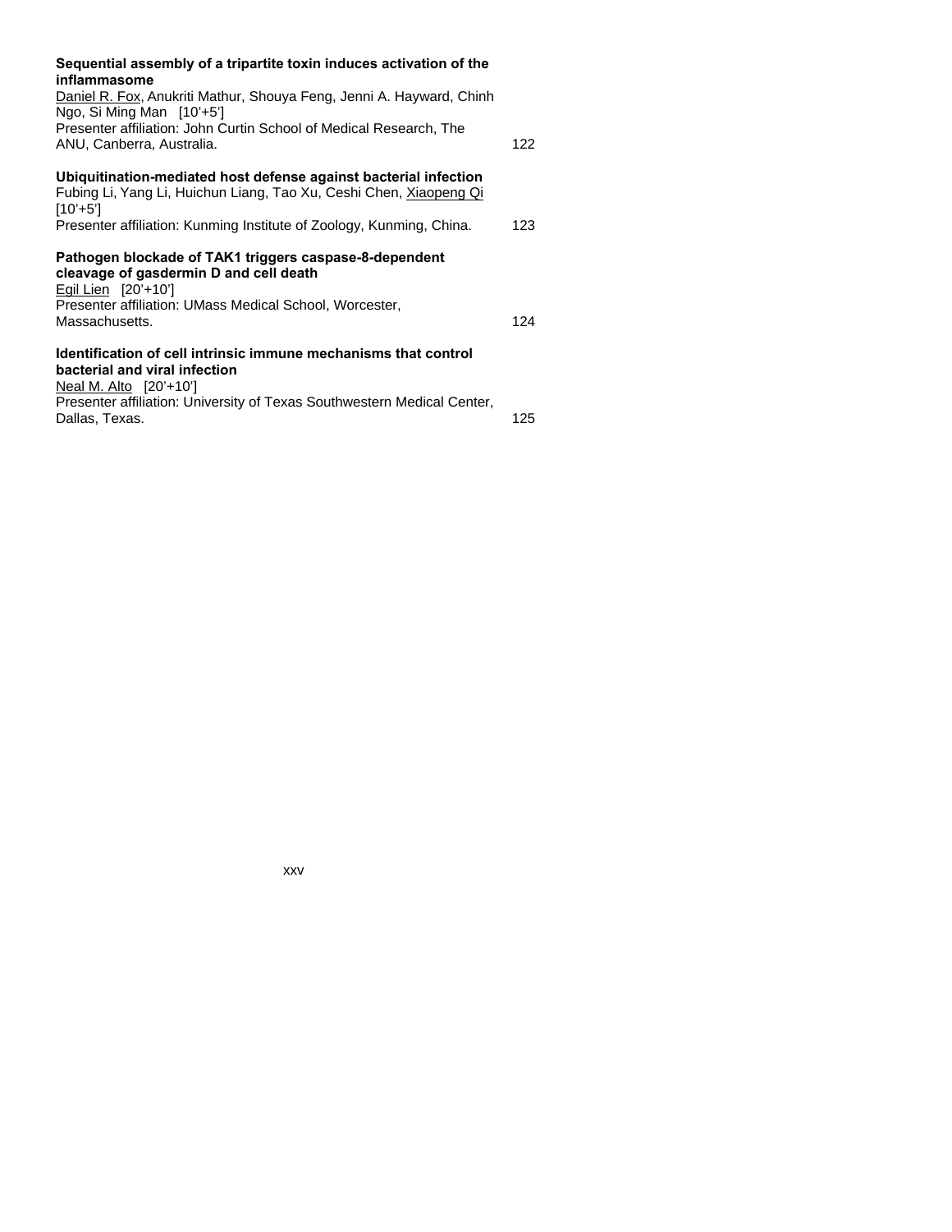**Sequential assembly of a tripartite toxin induces activation of the inflammasome**
<u>Daniel R. Fox</u>, Anukriti Mathur, Shouya Feng, Jenni A. Hayward, Chinh Ngo, Si Ming Man [10'+5']
Presenter affiliation: John Curtin School of Medical Research, The ANU, Canberra, Australia. 122

**Ubiquitination-mediated host defense against bacterial infection**
Fubing Li, Yang Li, Huichun Liang, Tao Xu, Ceshi Chen, <u>Xiaopeng Qi</u> [10'+5']
Presenter affiliation: Kunming Institute of Zoology, Kunming, China. 123

**Pathogen blockade of TAK1 triggers caspase-8-dependent cleavage of gasdermin D and cell death**
<u>Egil Lien</u> [20'+10']
Presenter affiliation: UMass Medical School, Worcester, Massachusetts. 124

**Identification of cell intrinsic immune mechanisms that control bacterial and viral infection**
<u>Neal M. Alto</u> [20'+10']
Presenter affiliation: University of Texas Southwestern Medical Center, Dallas, Texas. 125